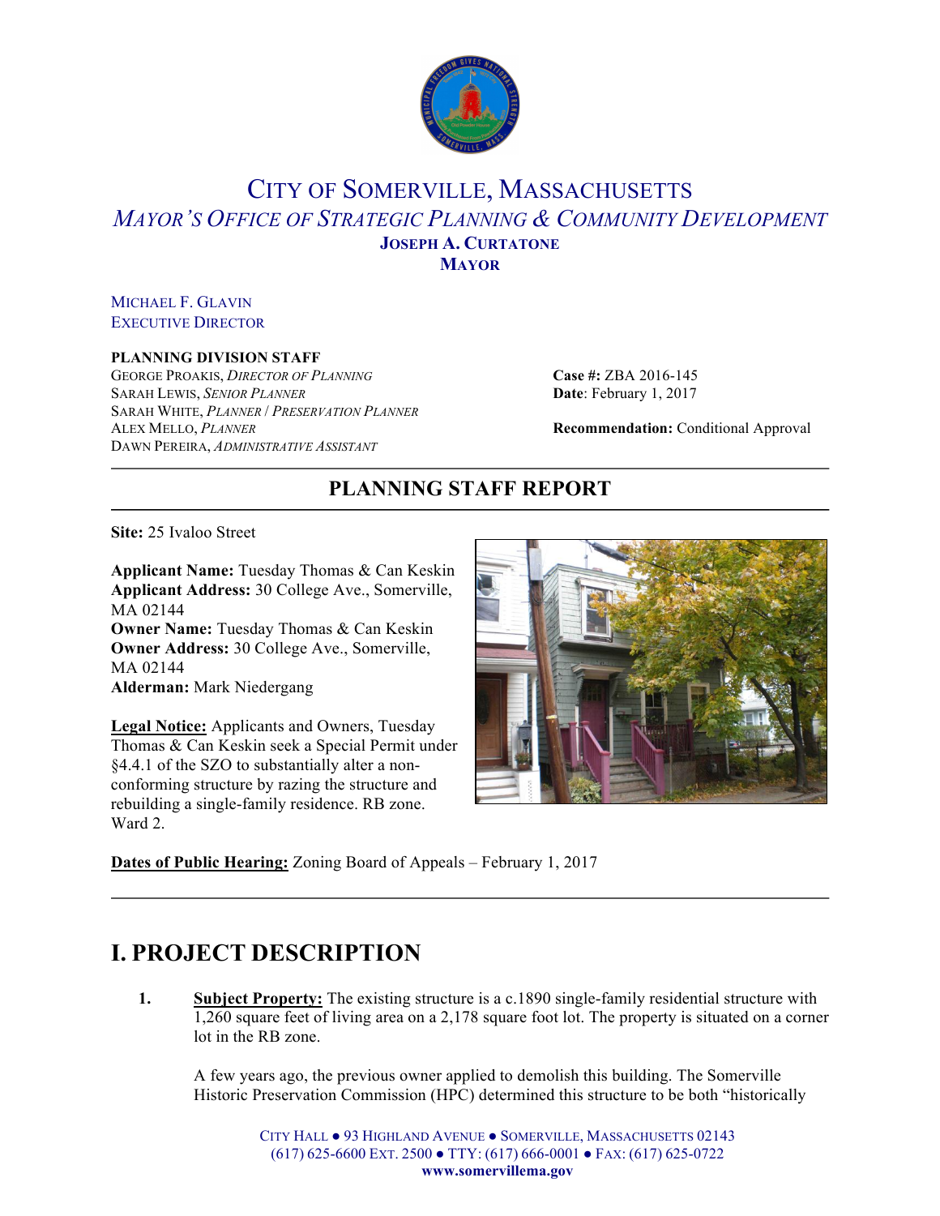# CITY OF SOMERVILLE, MASSACHUSETTS

## *MAYOR'S OFFICE OF STRATEGIC PLANNING & COMMUNITY DEVELOPMENT*

**JOSEPH A. CURTATONE**
**MAYOR**

MICHAEL F. GLAVIN
EXECUTIVE DIRECTOR

**PLANNING DIVISION STAFF**
GEORGE PROAKIS, *DIRECTOR OF PLANNING*
SARAH LEWIS, *SENIOR PLANNER*
SARAH WHITE, *PLANNER / PRESERVATION PLANNER*
ALEX MELLO, *PLANNER*
DAWN PEREIRA, *ADMINISTRATIVE ASSISTANT*

**Case #:** ZBA 2016-145
**Date**: February 1, 2017

**Recommendation:** Conditional Approval

## PLANNING STAFF REPORT

**Site:** 25 Ivaloo Street

**Applicant Name:** Tuesday Thomas & Can Keskin
**Applicant Address:** 30 College Ave., Somerville, MA 02144
**Owner Name:** Tuesday Thomas & Can Keskin
**Owner Address:** 30 College Ave., Somerville, MA 02144
**Alderman:** Mark Niedergang

**Legal Notice:** Applicants and Owners, Tuesday Thomas & Can Keskin seek a Special Permit under §4.4.1 of the SZO to substantially alter a non-conforming structure by razing the structure and rebuilding a single-family residence. RB zone. Ward 2.

**Dates of Public Hearing:** Zoning Board of Appeals – February 1, 2017

# I. PROJECT DESCRIPTION

1. **Subject Property:** The existing structure is a c.1890 single-family residential structure with 1,260 square feet of living area on a 2,178 square foot lot. The property is situated on a corner lot in the RB zone.

   A few years ago, the previous owner applied to demolish this building. The Somerville Historic Preservation Commission (HPC) determined this structure to be both "historically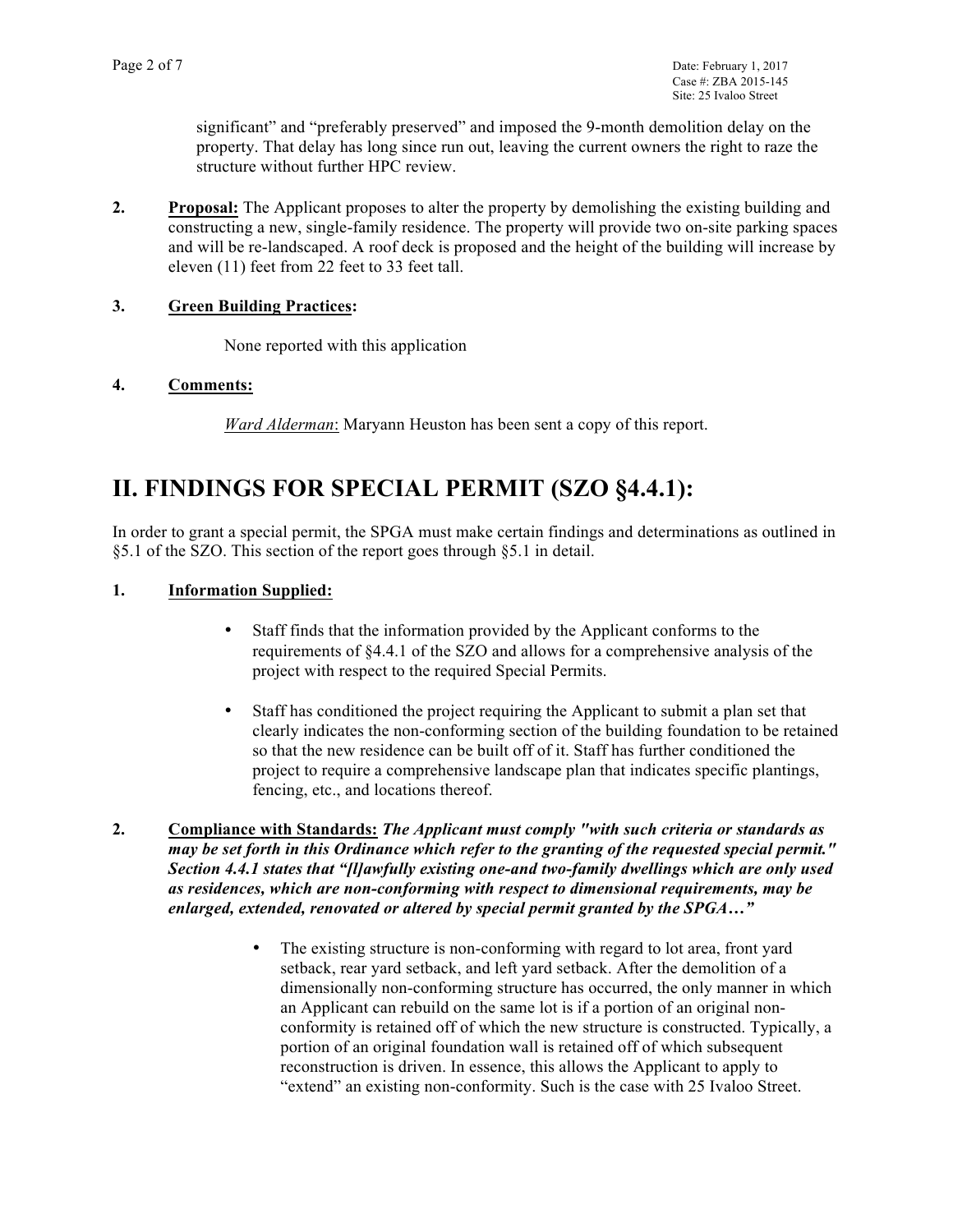significant" and "preferably preserved" and imposed the 9-month demolition delay on the property. That delay has long since run out, leaving the current owners the right to raze the structure without further HPC review.

**2. Proposal:** The Applicant proposes to alter the property by demolishing the existing building and constructing a new, single-family residence. The property will provide two on-site parking spaces and will be re-landscaped. A roof deck is proposed and the height of the building will increase by eleven (11) feet from 22 feet to 33 feet tall.

**3. Green Building Practices:**

None reported with this application

**4. Comments:**

*Ward Alderman*: Maryann Heuston has been sent a copy of this report.

# II. FINDINGS FOR SPECIAL PERMIT (SZO §4.4.1):

In order to grant a special permit, the SPGA must make certain findings and determinations as outlined in §5.1 of the SZO. This section of the report goes through §5.1 in detail.

**1. Information Supplied:**

- Staff finds that the information provided by the Applicant conforms to the requirements of §4.4.1 of the SZO and allows for a comprehensive analysis of the project with respect to the required Special Permits.
- Staff has conditioned the project requiring the Applicant to submit a plan set that clearly indicates the non-conforming section of the building foundation to be retained so that the new residence can be built off of it. Staff has further conditioned the project to require a comprehensive landscape plan that indicates specific plantings, fencing, etc., and locations thereof.

**2. Compliance with Standards:** ***The Applicant must comply "with such criteria or standards as may be set forth in this Ordinance which refer to the granting of the requested special permit." Section 4.4.1 states that "[l]awfully existing one-and two-family dwellings which are only used as residences, which are non-conforming with respect to dimensional requirements, may be enlarged, extended, renovated or altered by special permit granted by the SPGA…"***

- The existing structure is non-conforming with regard to lot area, front yard setback, rear yard setback, and left yard setback. After the demolition of a dimensionally non-conforming structure has occurred, the only manner in which an Applicant can rebuild on the same lot is if a portion of an original non-conformity is retained off of which the new structure is constructed. Typically, a portion of an original foundation wall is retained off of which subsequent reconstruction is driven. In essence, this allows the Applicant to apply to "extend" an existing non-conformity. Such is the case with 25 Ivaloo Street.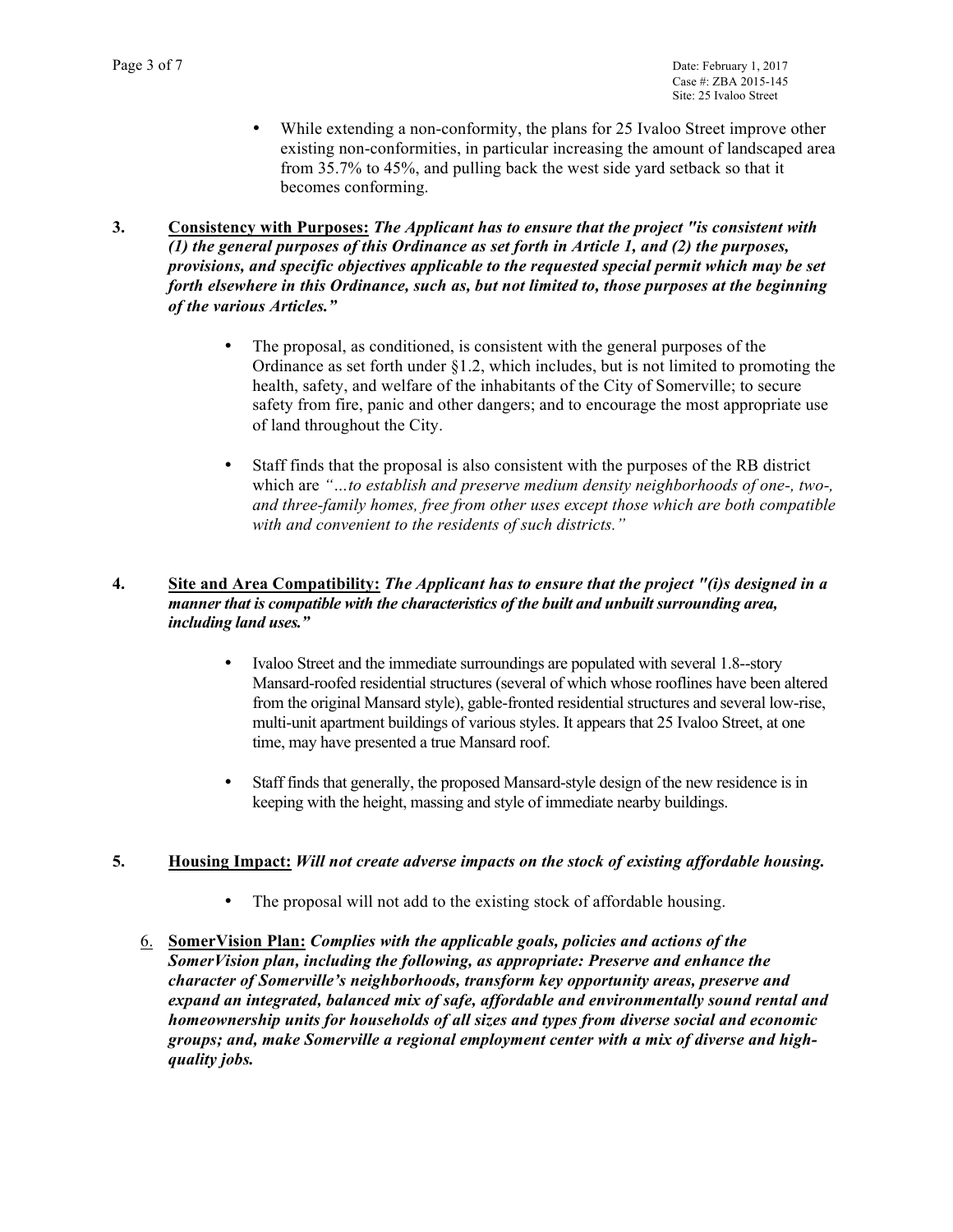- While extending a non-conformity, the plans for 25 Ivaloo Street improve other existing non-conformities, in particular increasing the amount of landscaped area from 35.7% to 45%, and pulling back the west side yard setback so that it becomes conforming.

3. **Consistency with Purposes:** ***The Applicant has to ensure that the project "is consistent with (1) the general purposes of this Ordinance as set forth in Article 1, and (2) the purposes, provisions, and specific objectives applicable to the requested special permit which may be set forth elsewhere in this Ordinance, such as, but not limited to, those purposes at the beginning of the various Articles."***

    - The proposal, as conditioned, is consistent with the general purposes of the Ordinance as set forth under §1.2, which includes, but is not limited to promoting the health, safety, and welfare of the inhabitants of the City of Somerville; to secure safety from fire, panic and other dangers; and to encourage the most appropriate use of land throughout the City.

    - Staff finds that the proposal is also consistent with the purposes of the RB district which are *"…to establish and preserve medium density neighborhoods of one-, two-, and three-family homes, free from other uses except those which are both compatible with and convenient to the residents of such districts."*

4. **Site and Area Compatibility:** ***The Applicant has to ensure that the project "(i)s designed in a manner that is compatible with the characteristics of the built and unbuilt surrounding area, including land uses."***

    - Ivaloo Street and the immediate surroundings are populated with several 1.8--story Mansard-roofed residential structures (several of which whose rooflines have been altered from the original Mansard style), gable-fronted residential structures and several low-rise, multi-unit apartment buildings of various styles. It appears that 25 Ivaloo Street, at one time, may have presented a true Mansard roof.

    - Staff finds that generally, the proposed Mansard-style design of the new residence is in keeping with the height, massing and style of immediate nearby buildings.

5. **Housing Impact:** ***Will not create adverse impacts on the stock of existing affordable housing.***

    - The proposal will not add to the existing stock of affordable housing.

6. **SomerVision Plan:** ***Complies with the applicable goals, policies and actions of the SomerVision plan, including the following, as appropriate: Preserve and enhance the character of Somerville's neighborhoods, transform key opportunity areas, preserve and expand an integrated, balanced mix of safe, affordable and environmentally sound rental and homeownership units for households of all sizes and types from diverse social and economic groups; and, make Somerville a regional employment center with a mix of diverse and high-quality jobs.***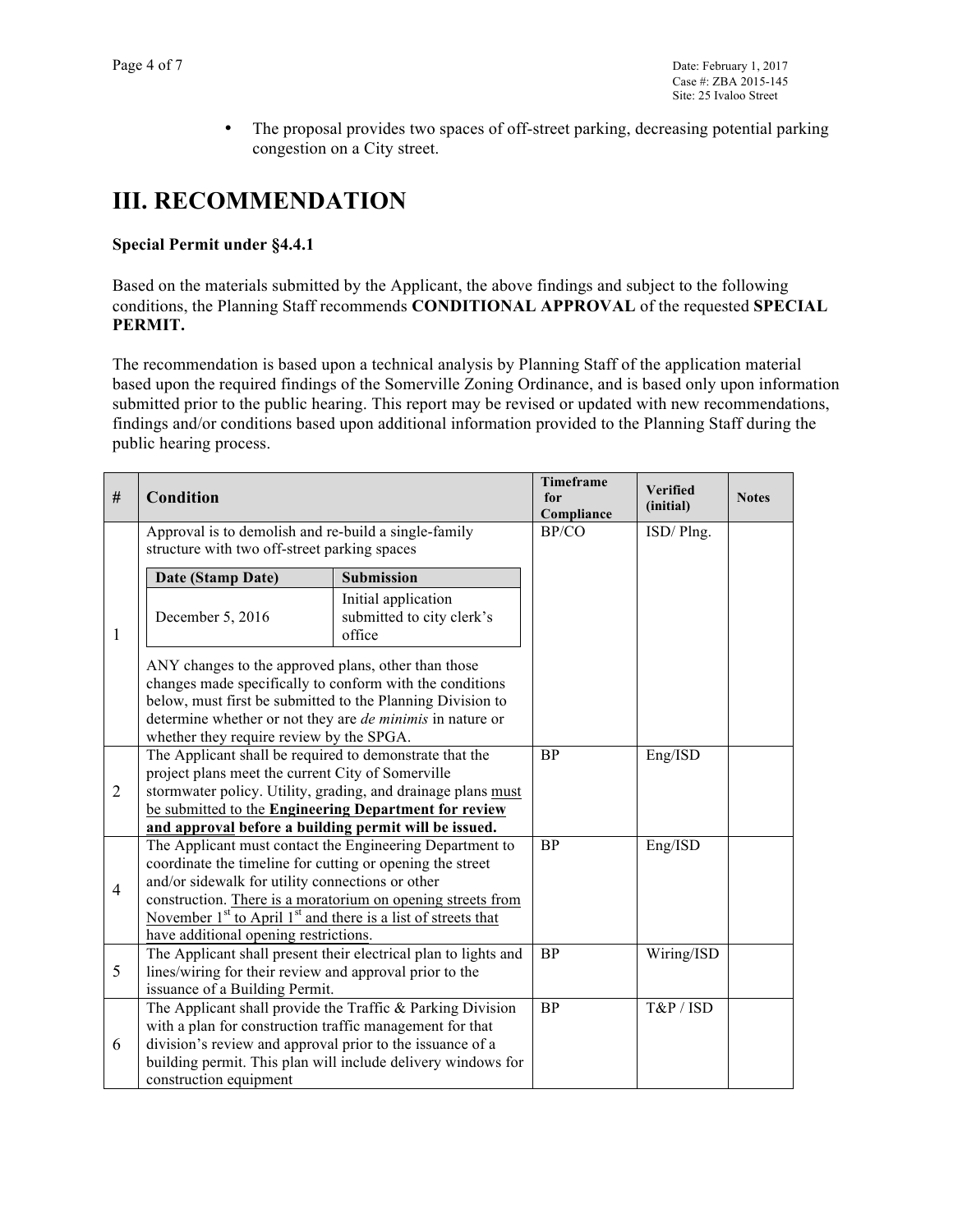- The proposal provides two spaces of off-street parking, decreasing potential parking congestion on a City street.

# III. RECOMMENDATION

**Special Permit under §4.4.1**

Based on the materials submitted by the Applicant, the above findings and subject to the following conditions, the Planning Staff recommends **CONDITIONAL APPROVAL** of the requested **SPECIAL PERMIT.**

The recommendation is based upon a technical analysis by Planning Staff of the application material based upon the required findings of the Somerville Zoning Ordinance, and is based only upon information submitted prior to the public hearing. This report may be revised or updated with new recommendations, findings and/or conditions based upon additional information provided to the Planning Staff during the public hearing process.

| # | Condition | Timeframe for Compliance | Verified (initial) | Notes |
|---|---|---|---|---|
| 1 | Approval is to demolish and re-build a single-family structure with two off-street parking spaces<br><br>**Date (Stamp Date)**: December 5, 2016 — **Submission**: Initial application submitted to city clerk's office<br><br>ANY changes to the approved plans, other than those changes made specifically to conform with the conditions below, must first be submitted to the Planning Division to determine whether or not they are *de minimis* in nature or whether they require review by the SPGA. | BP/CO | ISD/ Plng. | |
| 2 | The Applicant shall be required to demonstrate that the project plans meet the current City of Somerville stormwater policy. Utility, grading, and drainage plans must be submitted to the **Engineering Department for review and approval before a building permit will be issued.** | BP | Eng/ISD | |
| 4 | The Applicant must contact the Engineering Department to coordinate the timeline for cutting or opening the street and/or sidewalk for utility connections or other construction. There is a moratorium on opening streets from November 1st to April 1st and there is a list of streets that have additional opening restrictions. | BP | Eng/ISD | |
| 5 | The Applicant shall present their electrical plan to lights and lines/wiring for their review and approval prior to the issuance of a Building Permit. | BP | Wiring/ISD | |
| 6 | The Applicant shall provide the Traffic & Parking Division with a plan for construction traffic management for that division's review and approval prior to the issuance of a building permit. This plan will include delivery windows for construction equipment | BP | T&P / ISD | |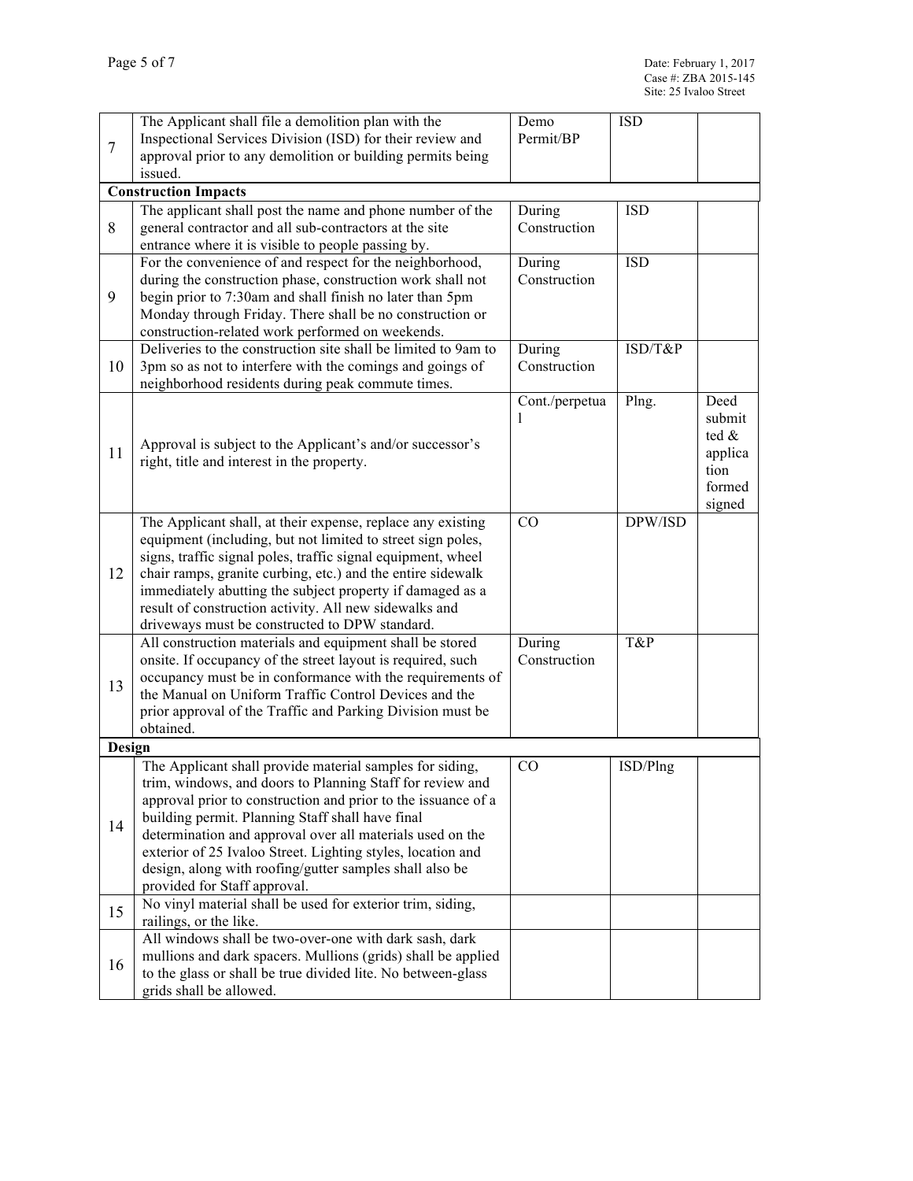| | | | | |
|---|---|---|---|---|
| 7 | The Applicant shall file a demolition plan with the Inspectional Services Division (ISD) for their review and approval prior to any demolition or building permits being issued. | Demo Permit/BP | ISD | |
| **Construction Impacts** | | | | |
| 8 | The applicant shall post the name and phone number of the general contractor and all sub-contractors at the site entrance where it is visible to people passing by. | During Construction | ISD | |
| 9 | For the convenience of and respect for the neighborhood, during the construction phase, construction work shall not begin prior to 7:30am and shall finish no later than 5pm Monday through Friday. There shall be no construction or construction-related work performed on weekends. | During Construction | ISD | |
| 10 | Deliveries to the construction site shall be limited to 9am to 3pm so as not to interfere with the comings and goings of neighborhood residents during peak commute times. | During Construction | ISD/T&P | |
| 11 | Approval is subject to the Applicant's and/or successor's right, title and interest in the property. | Cont./perpetual | Plng. | Deed submitted & application formed signed |
| 12 | The Applicant shall, at their expense, replace any existing equipment (including, but not limited to street sign poles, signs, traffic signal poles, traffic signal equipment, wheel chair ramps, granite curbing, etc.) and the entire sidewalk immediately abutting the subject property if damaged as a result of construction activity. All new sidewalks and driveways must be constructed to DPW standard. | CO | DPW/ISD | |
| 13 | All construction materials and equipment shall be stored onsite. If occupancy of the street layout is required, such occupancy must be in conformance with the requirements of the Manual on Uniform Traffic Control Devices and the prior approval of the Traffic and Parking Division must be obtained. | During Construction | T&P | |
| **Design** | | | | |
| 14 | The Applicant shall provide material samples for siding, trim, windows, and doors to Planning Staff for review and approval prior to construction and prior to the issuance of a building permit. Planning Staff shall have final determination and approval over all materials used on the exterior of 25 Ivaloo Street. Lighting styles, location and design, along with roofing/gutter samples shall also be provided for Staff approval. | CO | ISD/Plng | |
| 15 | No vinyl material shall be used for exterior trim, siding, railings, or the like. | | | |
| 16 | All windows shall be two-over-one with dark sash, dark mullions and dark spacers. Mullions (grids) shall be applied to the glass or shall be true divided lite. No between-glass grids shall be allowed. | | | |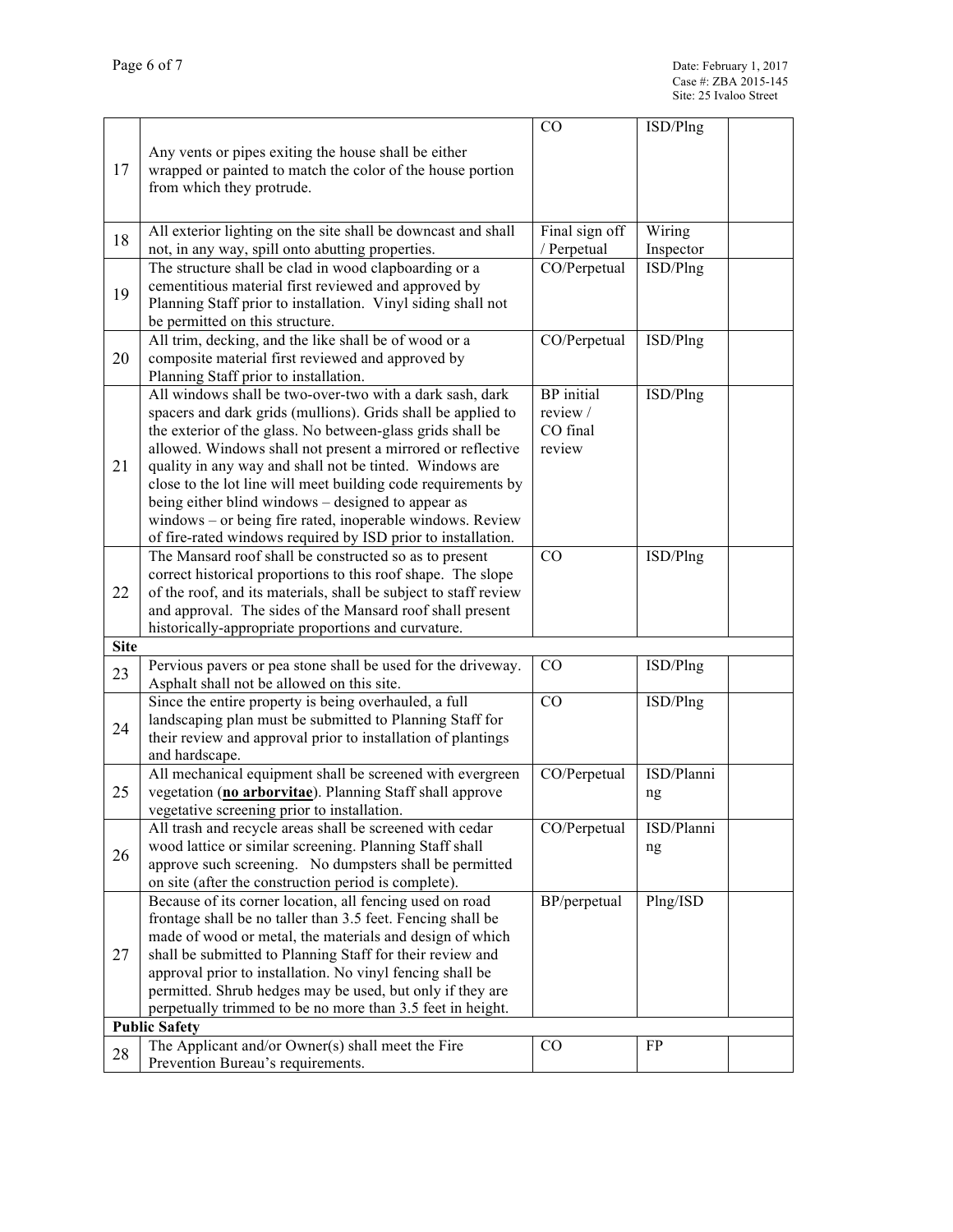| | | | | |
|---|---|---|---|---|
| 17 | Any vents or pipes exiting the house shall be either wrapped or painted to match the color of the house portion from which they protrude. | CO | ISD/Plng | |
| 18 | All exterior lighting on the site shall be downcast and shall not, in any way, spill onto abutting properties. | Final sign off / Perpetual | Wiring Inspector | |
| 19 | The structure shall be clad in wood clapboarding or a cementitious material first reviewed and approved by Planning Staff prior to installation. Vinyl siding shall not be permitted on this structure. | CO/Perpetual | ISD/Plng | |
| 20 | All trim, decking, and the like shall be of wood or a composite material first reviewed and approved by Planning Staff prior to installation. | CO/Perpetual | ISD/Plng | |
| 21 | All windows shall be two-over-two with a dark sash, dark spacers and dark grids (mullions). Grids shall be applied to the exterior of the glass. No between-glass grids shall be allowed. Windows shall not present a mirrored or reflective quality in any way and shall not be tinted. Windows are close to the lot line will meet building code requirements by being either blind windows – designed to appear as windows – or being fire rated, inoperable windows. Review of fire-rated windows required by ISD prior to installation. | BP initial review / CO final review | ISD/Plng | |
| 22 | The Mansard roof shall be constructed so as to present correct historical proportions to this roof shape. The slope of the roof, and its materials, shall be subject to staff review and approval. The sides of the Mansard roof shall present historically-appropriate proportions and curvature. | CO | ISD/Plng | |
| **Site** | | | | |
| 23 | Pervious pavers or pea stone shall be used for the driveway. Asphalt shall not be allowed on this site. | CO | ISD/Plng | |
| 24 | Since the entire property is being overhauled, a full landscaping plan must be submitted to Planning Staff for their review and approval prior to installation of plantings and hardscape. | CO | ISD/Plng | |
| 25 | All mechanical equipment shall be screened with evergreen vegetation (**no arborvitae**). Planning Staff shall approve vegetative screening prior to installation. | CO/Perpetual | ISD/Planning | |
| 26 | All trash and recycle areas shall be screened with cedar wood lattice or similar screening. Planning Staff shall approve such screening. No dumpsters shall be permitted on site (after the construction period is complete). | CO/Perpetual | ISD/Planning | |
| 27 | Because of its corner location, all fencing used on road frontage shall be no taller than 3.5 feet. Fencing shall be made of wood or metal, the materials and design of which shall be submitted to Planning Staff for their review and approval prior to installation. No vinyl fencing shall be permitted. Shrub hedges may be used, but only if they are perpetually trimmed to be no more than 3.5 feet in height. | BP/perpetual | Plng/ISD | |
| **Public Safety** | | | | |
| 28 | The Applicant and/or Owner(s) shall meet the Fire Prevention Bureau's requirements. | CO | FP | |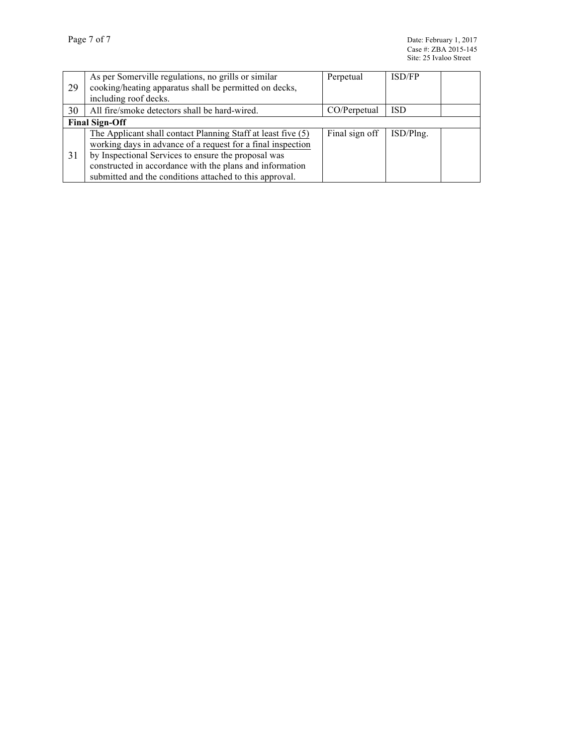| | | | | |
|---|---|---|---|---|
| 29 | As per Somerville regulations, no grills or similar cooking/heating apparatus shall be permitted on decks, including roof decks. | Perpetual | ISD/FP | |
| 30 | All fire/smoke detectors shall be hard-wired. | CO/Perpetual | ISD | |
| **Final Sign-Off** | | | | |
| 31 | The Applicant shall contact Planning Staff at least five (5) working days in advance of a request for a final inspection by Inspectional Services to ensure the proposal was constructed in accordance with the plans and information submitted and the conditions attached to this approval. | Final sign off | ISD/Plng. | |